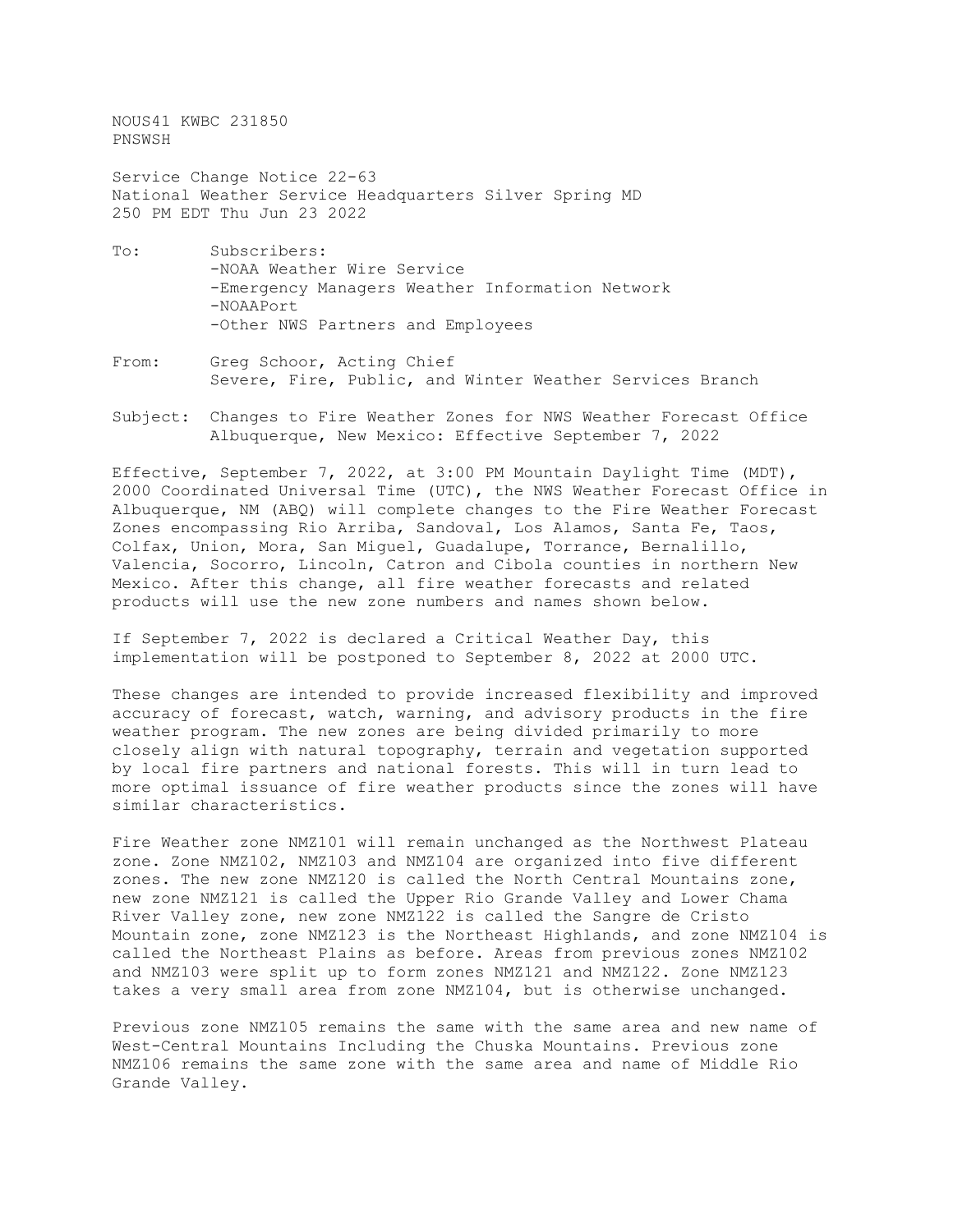NOUS41 KWBC 231850
PNSWSH

Service Change Notice 22-63
National Weather Service Headquarters Silver Spring MD
250 PM EDT Thu Jun 23 2022

To: Subscribers:
- NOAA Weather Wire Service
- Emergency Managers Weather Information Network
- NOAAPort
- Other NWS Partners and Employees

From: Greg Schoor, Acting Chief
Severe, Fire, Public, and Winter Weather Services Branch

Subject: Changes to Fire Weather Zones for NWS Weather Forecast Office Albuquerque, New Mexico: Effective September 7, 2022

Effective, September 7, 2022, at 3:00 PM Mountain Daylight Time (MDT), 2000 Coordinated Universal Time (UTC), the NWS Weather Forecast Office in Albuquerque, NM (ABQ) will complete changes to the Fire Weather Forecast Zones encompassing Rio Arriba, Sandoval, Los Alamos, Santa Fe, Taos, Colfax, Union, Mora, San Miguel, Guadalupe, Torrance, Bernalillo, Valencia, Socorro, Lincoln, Catron and Cibola counties in northern New Mexico. After this change, all fire weather forecasts and related products will use the new zone numbers and names shown below.

If September 7, 2022 is declared a Critical Weather Day, this implementation will be postponed to September 8, 2022 at 2000 UTC.

These changes are intended to provide increased flexibility and improved accuracy of forecast, watch, warning, and advisory products in the fire weather program. The new zones are being divided primarily to more closely align with natural topography, terrain and vegetation supported by local fire partners and national forests. This will in turn lead to more optimal issuance of fire weather products since the zones will have similar characteristics.

Fire Weather zone NMZ101 will remain unchanged as the Northwest Plateau zone. Zone NMZ102, NMZ103 and NMZ104 are organized into five different zones. The new zone NMZ120 is called the North Central Mountains zone, new zone NMZ121 is called the Upper Rio Grande Valley and Lower Chama River Valley zone, new zone NMZ122 is called the Sangre de Cristo Mountain zone, zone NMZ123 is the Northeast Highlands, and zone NMZ104 is called the Northeast Plains as before. Areas from previous zones NMZ102 and NMZ103 were split up to form zones NMZ121 and NMZ122. Zone NMZ123 takes a very small area from zone NMZ104, but is otherwise unchanged.

Previous zone NMZ105 remains the same with the same area and new name of West-Central Mountains Including the Chuska Mountains. Previous zone NMZ106 remains the same zone with the same area and name of Middle Rio Grande Valley.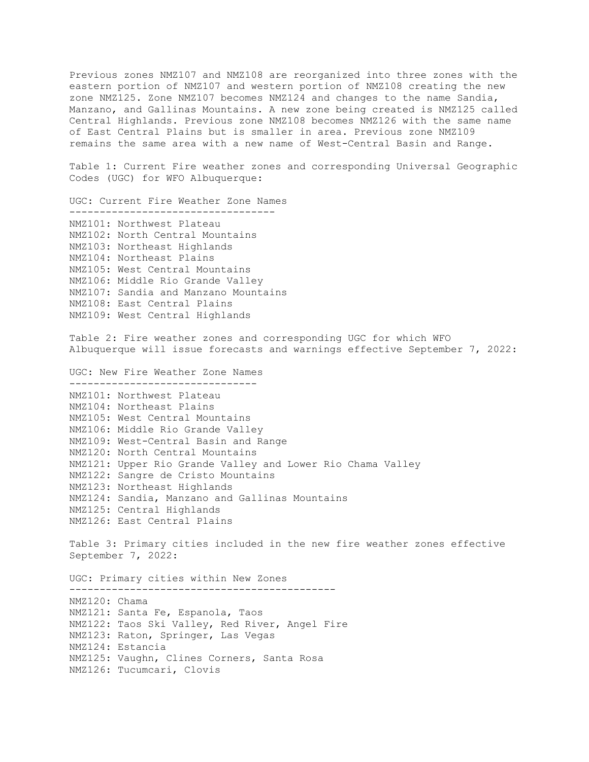Previous zones NMZ107 and NMZ108 are reorganized into three zones with the eastern portion of NMZ107 and western portion of NMZ108 creating the new zone NMZ125. Zone NMZ107 becomes NMZ124 and changes to the name Sandia, Manzano, and Gallinas Mountains. A new zone being created is NMZ125 called Central Highlands. Previous zone NMZ108 becomes NMZ126 with the same name of East Central Plains but is smaller in area. Previous zone NMZ109 remains the same area with a new name of West-Central Basin and Range.

Table 1: Current Fire weather zones and corresponding Universal Geographic Codes (UGC) for WFO Albuquerque:

| UGC | Current Fire Weather Zone Names |
| --- | --- |
| NMZ101 | Northwest Plateau |
| NMZ102 | North Central Mountains |
| NMZ103 | Northeast Highlands |
| NMZ104 | Northeast Plains |
| NMZ105 | West Central Mountains |
| NMZ106 | Middle Rio Grande Valley |
| NMZ107 | Sandia and Manzano Mountains |
| NMZ108 | East Central Plains |
| NMZ109 | West Central Highlands |

Table 2: Fire weather zones and corresponding UGC for which WFO Albuquerque will issue forecasts and warnings effective September 7, 2022:

| UGC | New Fire Weather Zone Names |
| --- | --- |
| NMZ101 | Northwest Plateau |
| NMZ104 | Northeast Plains |
| NMZ105 | West Central Mountains |
| NMZ106 | Middle Rio Grande Valley |
| NMZ109 | West-Central Basin and Range |
| NMZ120 | North Central Mountains |
| NMZ121 | Upper Rio Grande Valley and Lower Rio Chama Valley |
| NMZ122 | Sangre de Cristo Mountains |
| NMZ123 | Northeast Highlands |
| NMZ124 | Sandia, Manzano and Gallinas Mountains |
| NMZ125 | Central Highlands |
| NMZ126 | East Central Plains |

Table 3: Primary cities included in the new fire weather zones effective September 7, 2022:

| UGC | Primary cities within New Zones |
| --- | --- |
| NMZ120 | Chama |
| NMZ121 | Santa Fe, Espanola, Taos |
| NMZ122 | Taos Ski Valley, Red River, Angel Fire |
| NMZ123 | Raton, Springer, Las Vegas |
| NMZ124 | Estancia |
| NMZ125 | Vaughn, Clines Corners, Santa Rosa |
| NMZ126 | Tucumcari, Clovis |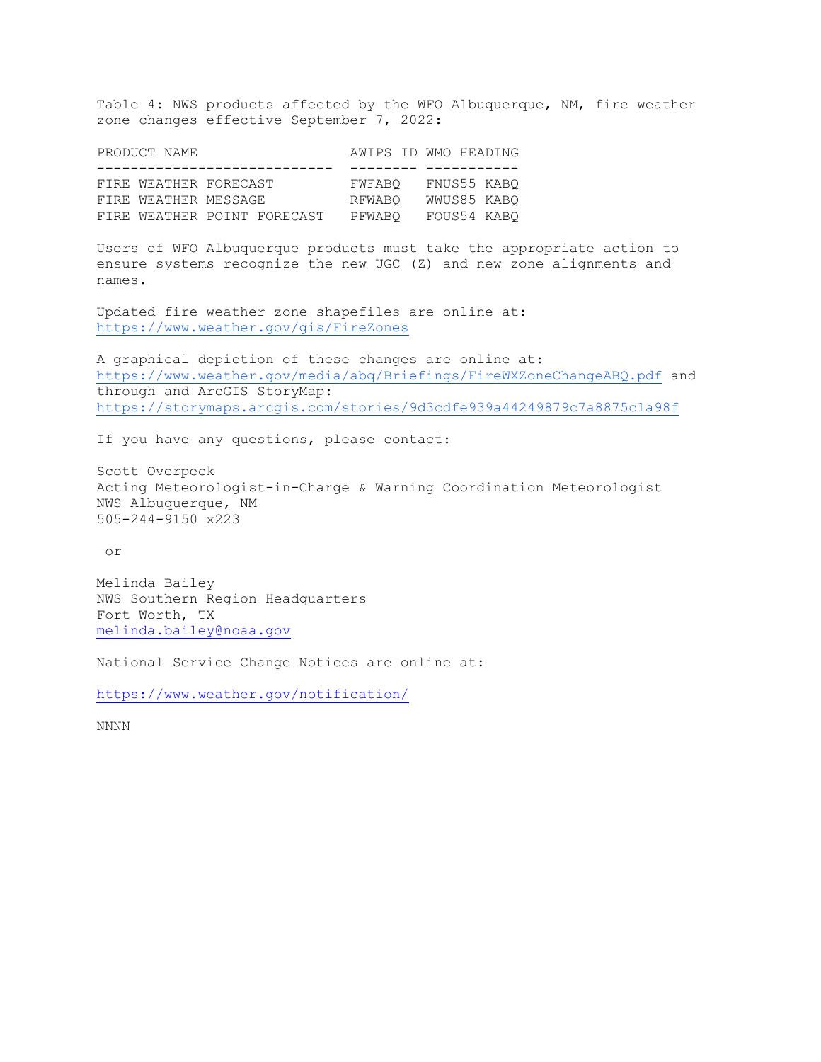Table 4: NWS products affected by the WFO Albuquerque, NM, fire weather zone changes effective September 7, 2022:

| PRODUCT NAME | AWIPS ID | WMO HEADING |
|---|---|---|
| FIRE WEATHER FORECAST | FWFABQ | FNUS55 KABQ |
| FIRE WEATHER MESSAGE | RFWABQ | WWUS85 KABQ |
| FIRE WEATHER POINT FORECAST | PFWABQ | FOUS54 KABQ |

Users of WFO Albuquerque products must take the appropriate action to ensure systems recognize the new UGC (Z) and new zone alignments and names.

Updated fire weather zone shapefiles are online at:
https://www.weather.gov/gis/FireZones

A graphical depiction of these changes are online at:
https://www.weather.gov/media/abq/Briefings/FireWXZoneChangeABQ.pdf and through and ArcGIS StoryMap:
https://storymaps.arcgis.com/stories/9d3cdfe939a44249879c7a8875c1a98f

If you have any questions, please contact:

Scott Overpeck
Acting Meteorologist-in-Charge & Warning Coordination Meteorologist
NWS Albuquerque, NM
505-244-9150 x223

or

Melinda Bailey
NWS Southern Region Headquarters
Fort Worth, TX
melinda.bailey@noaa.gov

National Service Change Notices are online at:

https://www.weather.gov/notification/

NNNN